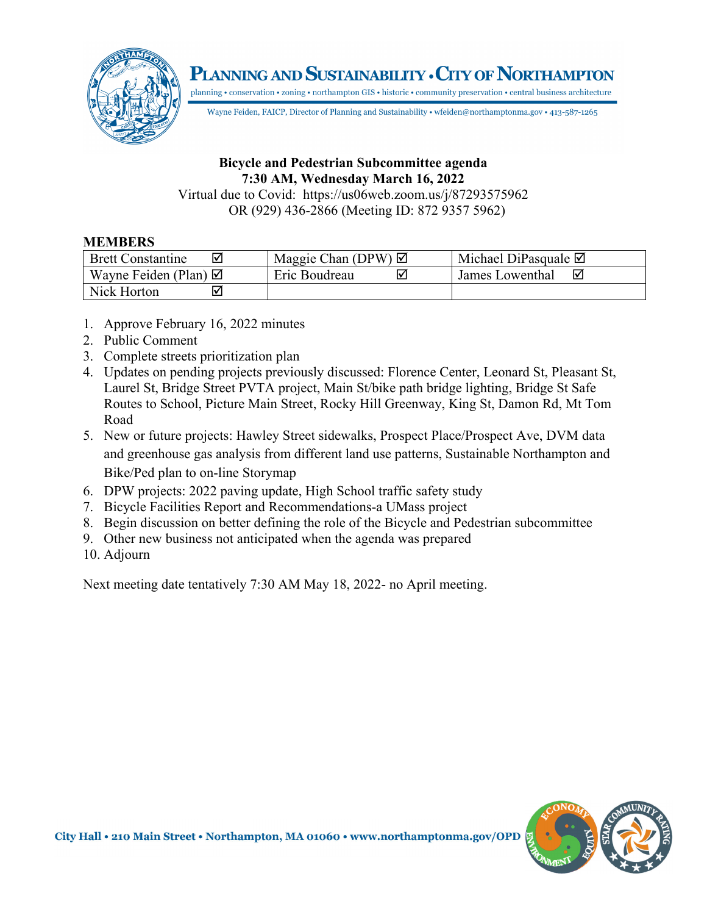# Planning and Sustainability • City of Northampton

planning • conservation • zoning • northampton GIS • historic • community preservation • central business architecture

Wayne Feiden, FAICP, Director of Planning and Sustainability • wfeiden@northamptonma.gov • 413-587-1265

**Bicycle and Pedestrian Subcommittee agenda**
**7:30 AM, Wednesday March 16, 2022**
Virtual due to Covid: https://us06web.zoom.us/j/87293575962
OR (929) 436-2866 (Meeting ID: 872 9357 5962)

**MEMBERS**

| | | |
|---|---|---|
| Brett Constantine ☑ | Maggie Chan (DPW) ☑ | Michael DiPasquale ☑ |
| Wayne Feiden (Plan) ☑ | Eric Boudreau ☑ | James Lowenthal ☑ |
| Nick Horton ☑ | | |

1. Approve February 16, 2022 minutes
2. Public Comment
3. Complete streets prioritization plan
4. Updates on pending projects previously discussed: Florence Center, Leonard St, Pleasant St, Laurel St, Bridge Street PVTA project, Main St/bike path bridge lighting, Bridge St Safe Routes to School, Picture Main Street, Rocky Hill Greenway, King St, Damon Rd, Mt Tom Road
5. New or future projects: Hawley Street sidewalks, Prospect Place/Prospect Ave, DVM data and greenhouse gas analysis from different land use patterns, Sustainable Northampton and Bike/Ped plan to on-line Storymap
6. DPW projects: 2022 paving update, High School traffic safety study
7. Bicycle Facilities Report and Recommendations-a UMass project
8. Begin discussion on better defining the role of the Bicycle and Pedestrian subcommittee
9. Other new business not anticipated when the agenda was prepared
10. Adjourn

Next meeting date tentatively 7:30 AM May 18, 2022- no April meeting.

City Hall • 210 Main Street • Northampton, MA 01060 • www.northamptonma.gov/OPD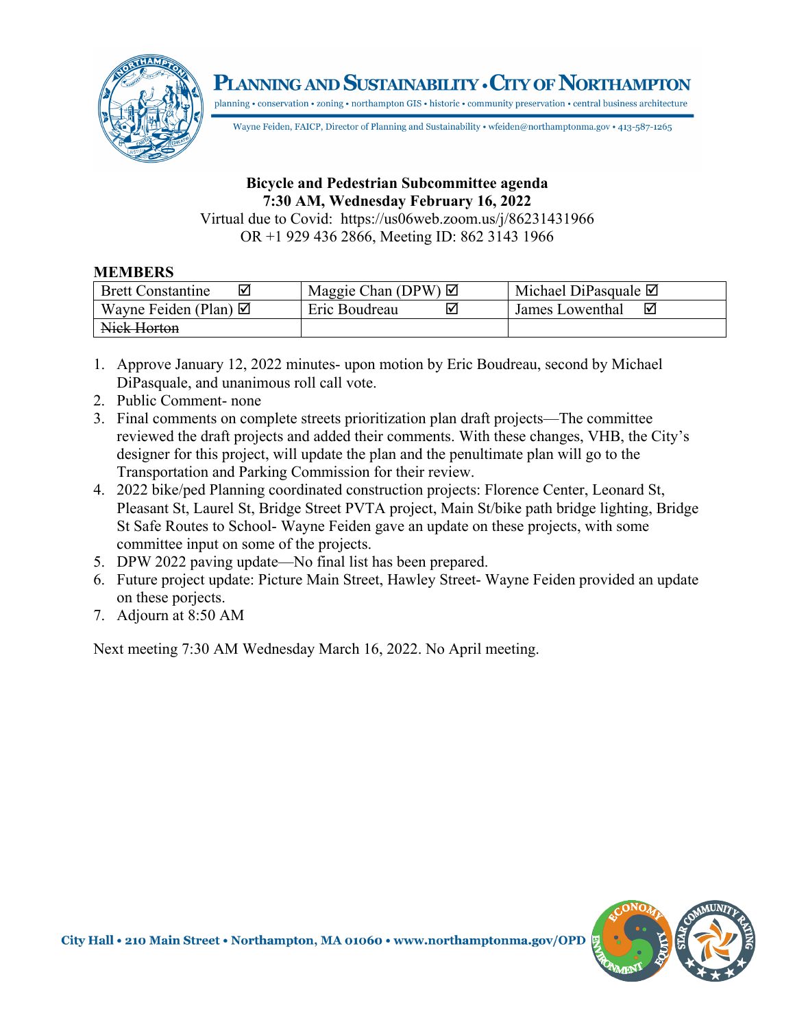**PLANNING AND SUSTAINABILITY • CITY OF NORTHAMPTON**

planning • conservation • zoning • northampton GIS • historic • community preservation • central business architecture

Wayne Feiden, FAICP, Director of Planning and Sustainability • wfeiden@northamptonma.gov • 413-587-1265

**Bicycle and Pedestrian Subcommittee agenda**
**7:30 AM, Wednesday February 16, 2022**
Virtual due to Covid: https://us06web.zoom.us/j/86231431966
OR +1 929 436 2866, Meeting ID: 862 3143 1966

**MEMBERS**

| | | |
|---|---|---|
| Brett Constantine ☑ | Maggie Chan (DPW) ☑ | Michael DiPasquale ☑ |
| Wayne Feiden (Plan) ☑ | Eric Boudreau ☑ | James Lowenthal ☑ |
| ~~Nick Horton~~ | | |

1. Approve January 12, 2022 minutes- upon motion by Eric Boudreau, second by Michael DiPasquale, and unanimous roll call vote.
2. Public Comment- none
3. Final comments on complete streets prioritization plan draft projects—The committee reviewed the draft projects and added their comments. With these changes, VHB, the City's designer for this project, will update the plan and the penultimate plan will go to the Transportation and Parking Commission for their review.
4. 2022 bike/ped Planning coordinated construction projects: Florence Center, Leonard St, Pleasant St, Laurel St, Bridge Street PVTA project, Main St/bike path bridge lighting, Bridge St Safe Routes to School- Wayne Feiden gave an update on these projects, with some committee input on some of the projects.
5. DPW 2022 paving update—No final list has been prepared.
6. Future project update: Picture Main Street, Hawley Street- Wayne Feiden provided an update on these porjects.
7. Adjourn at 8:50 AM

Next meeting 7:30 AM Wednesday March 16, 2022. No April meeting.

City Hall • 210 Main Street • Northampton, MA 01060 • www.northamptonma.gov/OPD